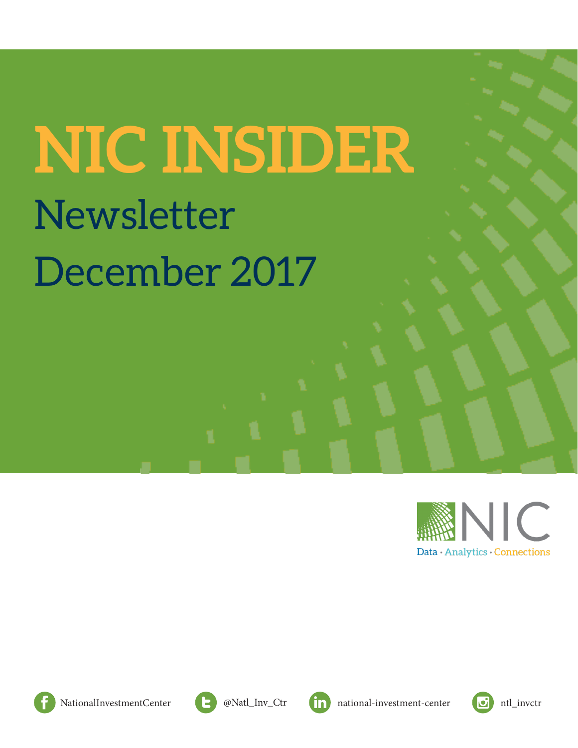# NIC INSIDER

## Newsletter

## December 2017

NIC

Data · Analytics · Connections

NationalInvestmentCenter

@Natl_Inv_Ctr

national-investment-center

ntl_invctr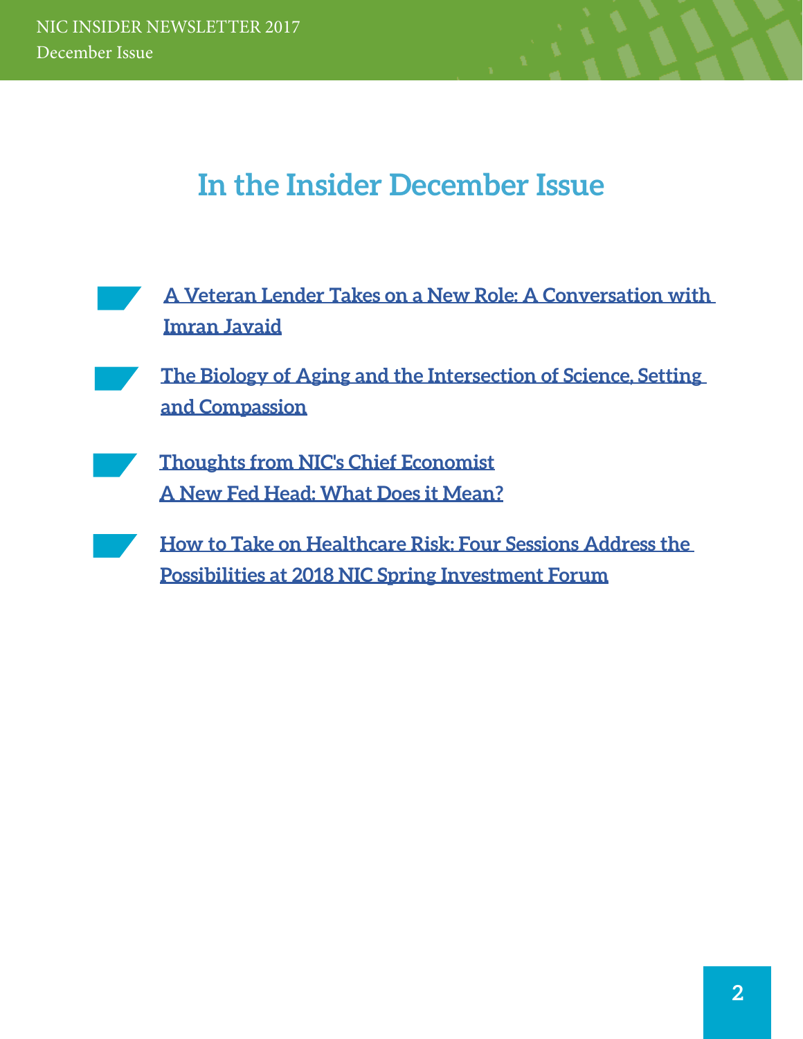# In the Insider December Issue

- A Veteran Lender Takes on a New Role: A Conversation with Imran Javaid
- The Biology of Aging and the Intersection of Science, Setting and Compassion
- Thoughts from NIC's Chief Economist
  A New Fed Head: What Does it Mean?
- How to Take on Healthcare Risk: Four Sessions Address the Possibilities at 2018 NIC Spring Investment Forum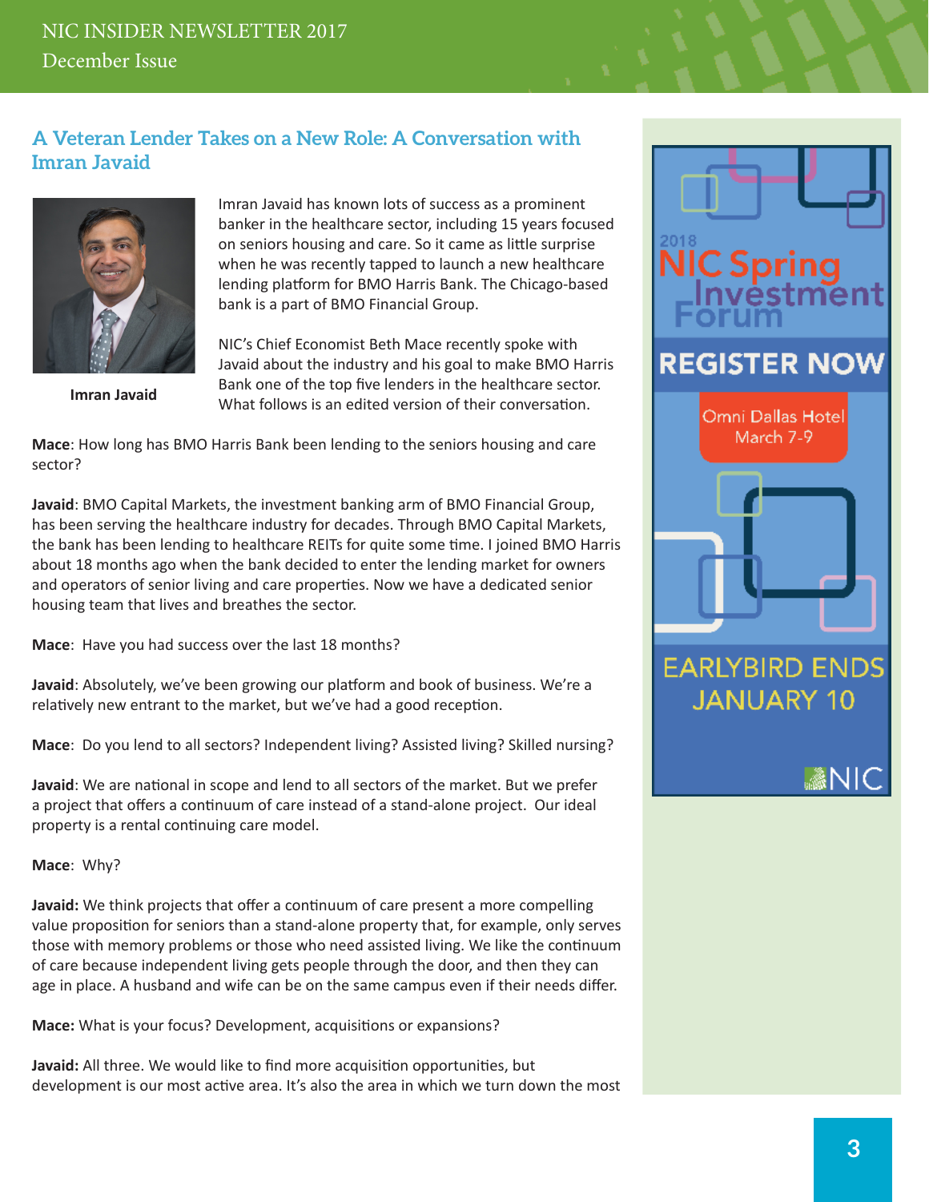## A Veteran Lender Takes on a New Role: A Conversation with Imran Javaid

Imran Javaid

Imran Javaid has known lots of success as a prominent banker in the healthcare sector, including 15 years focused on seniors housing and care. So it came as little surprise when he was recently tapped to launch a new healthcare lending platform for BMO Harris Bank. The Chicago-based bank is a part of BMO Financial Group.

NIC's Chief Economist Beth Mace recently spoke with Javaid about the industry and his goal to make BMO Harris Bank one of the top five lenders in the healthcare sector. What follows is an edited version of their conversation.

**Mace**: How long has BMO Harris Bank been lending to the seniors housing and care sector?

**Javaid**: BMO Capital Markets, the investment banking arm of BMO Financial Group, has been serving the healthcare industry for decades. Through BMO Capital Markets, the bank has been lending to healthcare REITs for quite some time. I joined BMO Harris about 18 months ago when the bank decided to enter the lending market for owners and operators of senior living and care properties. Now we have a dedicated senior housing team that lives and breathes the sector.

**Mace**: Have you had success over the last 18 months?

**Javaid**: Absolutely, we've been growing our platform and book of business. We're a relatively new entrant to the market, but we've had a good reception.

**Mace**: Do you lend to all sectors? Independent living? Assisted living? Skilled nursing?

**Javaid**: We are national in scope and lend to all sectors of the market. But we prefer a project that offers a continuum of care instead of a stand-alone project. Our ideal property is a rental continuing care model.

**Mace**: Why?

**Javaid:** We think projects that offer a continuum of care present a more compelling value proposition for seniors than a stand-alone property that, for example, only serves those with memory problems or those who need assisted living. We like the continuum of care because independent living gets people through the door, and then they can age in place. A husband and wife can be on the same campus even if their needs differ.

**Mace:** What is your focus? Development, acquisitions or expansions?

**Javaid:** All three. We would like to find more acquisition opportunities, but development is our most active area. It's also the area in which we turn down the most

2018 NIC Spring Investment Forum

REGISTER NOW

Omni Dallas Hotel
March 7-9

EARLYBIRD ENDS JANUARY 10

NIC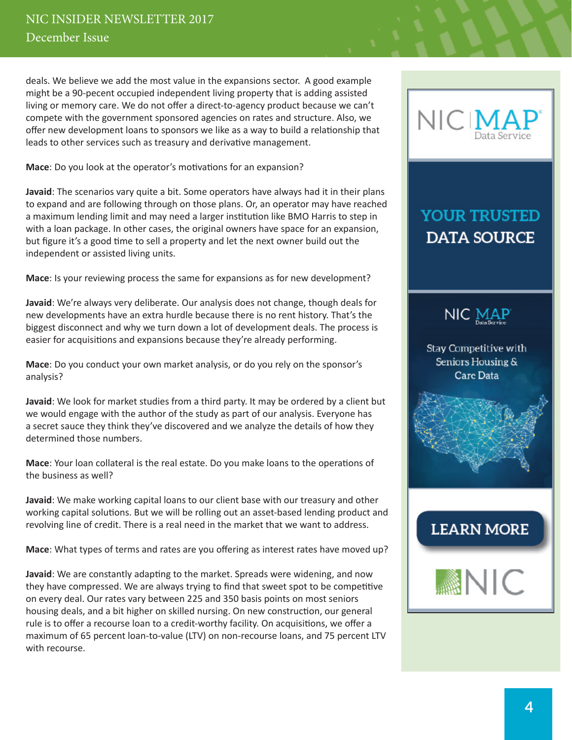deals. We believe we add the most value in the expansions sector. A good example might be a 90-pecent occupied independent living property that is adding assisted living or memory care. We do not offer a direct-to-agency product because we can't compete with the government sponsored agencies on rates and structure. Also, we offer new development loans to sponsors we like as a way to build a relationship that leads to other services such as treasury and derivative management.

**Mace**: Do you look at the operator's motivations for an expansion?

**Javaid**: The scenarios vary quite a bit. Some operators have always had it in their plans to expand and are following through on those plans. Or, an operator may have reached a maximum lending limit and may need a larger institution like BMO Harris to step in with a loan package. In other cases, the original owners have space for an expansion, but figure it's a good time to sell a property and let the next owner build out the independent or assisted living units.

**Mace**: Is your reviewing process the same for expansions as for new development?

**Javaid**: We're always very deliberate. Our analysis does not change, though deals for new developments have an extra hurdle because there is no rent history. That's the biggest disconnect and why we turn down a lot of development deals. The process is easier for acquisitions and expansions because they're already performing.

**Mace**: Do you conduct your own market analysis, or do you rely on the sponsor's analysis?

**Javaid**: We look for market studies from a third party. It may be ordered by a client but we would engage with the author of the study as part of our analysis. Everyone has a secret sauce they think they've discovered and we analyze the details of how they determined those numbers.

**Mace**: Your loan collateral is the real estate. Do you make loans to the operations of the business as well?

**Javaid**: We make working capital loans to our client base with our treasury and other working capital solutions. But we will be rolling out an asset-based lending product and revolving line of credit. There is a real need in the market that we want to address.

**Mace**: What types of terms and rates are you offering as interest rates have moved up?

**Javaid**: We are constantly adapting to the market. Spreads were widening, and now they have compressed. We are always trying to find that sweet spot to be competitive on every deal. Our rates vary between 225 and 350 basis points on most seniors housing deals, and a bit higher on skilled nursing. On new construction, our general rule is to offer a recourse loan to a credit-worthy facility. On acquisitions, we offer a maximum of 65 percent loan-to-value (LTV) on non-recourse loans, and 75 percent LTV with recourse.

NIC MAP Data Service

YOUR TRUSTED DATA SOURCE

NIC MAP Data Service

Stay Competitive with Seniors Housing & Care Data

LEARN MORE

NIC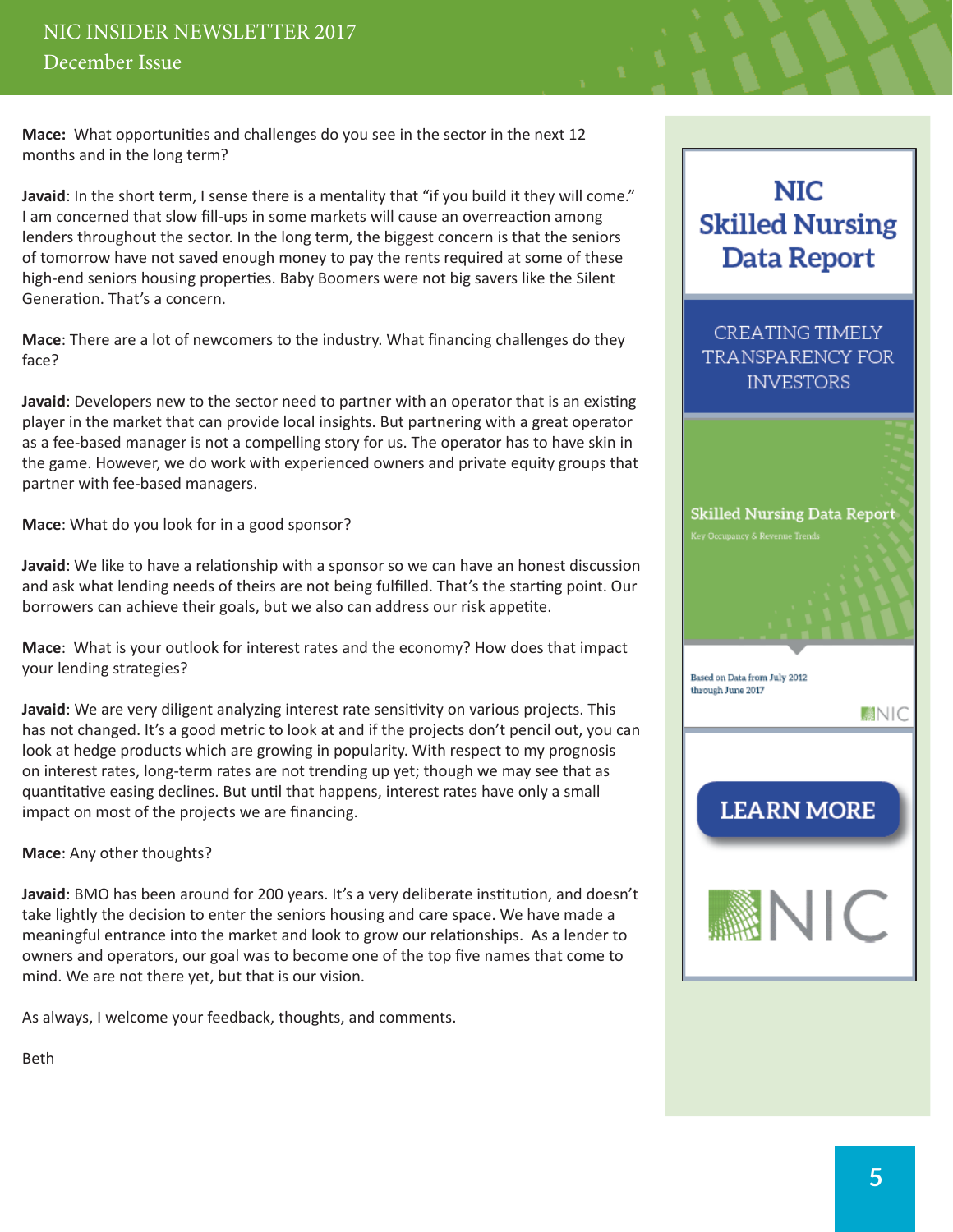**Mace:** What opportunities and challenges do you see in the sector in the next 12 months and in the long term?

**Javaid**: In the short term, I sense there is a mentality that "if you build it they will come." I am concerned that slow fill-ups in some markets will cause an overreaction among lenders throughout the sector. In the long term, the biggest concern is that the seniors of tomorrow have not saved enough money to pay the rents required at some of these high-end seniors housing properties. Baby Boomers were not big savers like the Silent Generation. That's a concern.

**Mace**: There are a lot of newcomers to the industry. What financing challenges do they face?

**Javaid**: Developers new to the sector need to partner with an operator that is an existing player in the market that can provide local insights. But partnering with a great operator as a fee-based manager is not a compelling story for us. The operator has to have skin in the game. However, we do work with experienced owners and private equity groups that partner with fee-based managers.

**Mace**: What do you look for in a good sponsor?

**Javaid**: We like to have a relationship with a sponsor so we can have an honest discussion and ask what lending needs of theirs are not being fulfilled. That's the starting point. Our borrowers can achieve their goals, but we also can address our risk appetite.

**Mace**: What is your outlook for interest rates and the economy? How does that impact your lending strategies?

**Javaid**: We are very diligent analyzing interest rate sensitivity on various projects. This has not changed. It's a good metric to look at and if the projects don't pencil out, you can look at hedge products which are growing in popularity. With respect to my prognosis on interest rates, long-term rates are not trending up yet; though we may see that as quantitative easing declines. But until that happens, interest rates have only a small impact on most of the projects we are financing.

**Mace**: Any other thoughts?

**Javaid**: BMO has been around for 200 years. It's a very deliberate institution, and doesn't take lightly the decision to enter the seniors housing and care space. We have made a meaningful entrance into the market and look to grow our relationships. As a lender to owners and operators, our goal was to become one of the top five names that come to mind. We are not there yet, but that is our vision.

As always, I welcome your feedback, thoughts, and comments.

Beth

**NIC Skilled Nursing Data Report**

CREATING TIMELY TRANSPARENCY FOR INVESTORS

Skilled Nursing Data Report

Key Occupancy & Revenue Trends

Based on Data from July 2012 through June 2017

NIC

LEARN MORE

NIC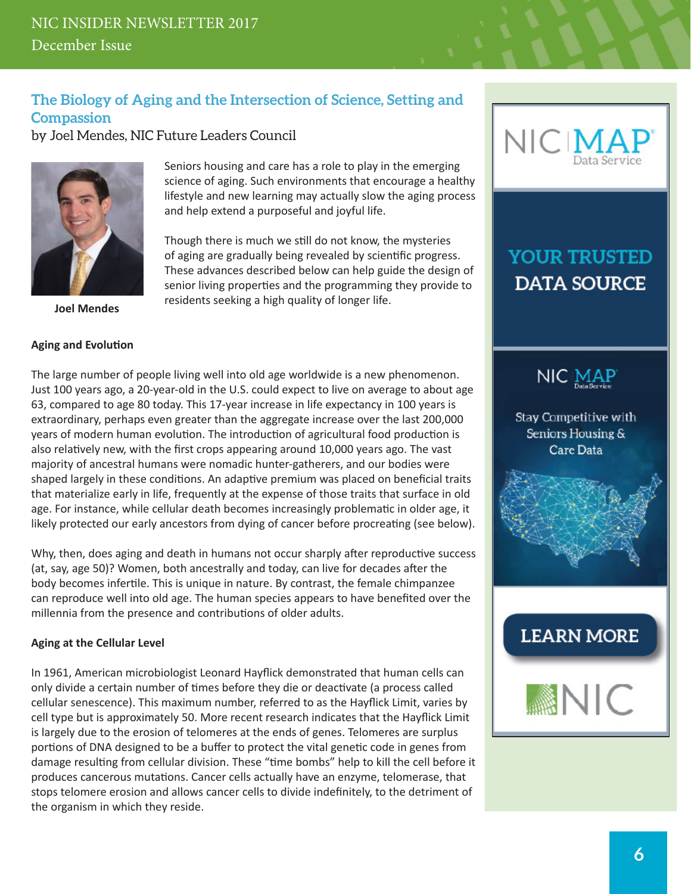## The Biology of Aging and the Intersection of Science, Setting and Compassion

by Joel Mendes, NIC Future Leaders Council

Joel Mendes

Seniors housing and care has a role to play in the emerging science of aging. Such environments that encourage a healthy lifestyle and new learning may actually slow the aging process and help extend a purposeful and joyful life.

Though there is much we still do not know, the mysteries of aging are gradually being revealed by scientific progress. These advances described below can help guide the design of senior living properties and the programming they provide to residents seeking a high quality of longer life.

**Aging and Evolution**

The large number of people living well into old age worldwide is a new phenomenon. Just 100 years ago, a 20-year-old in the U.S. could expect to live on average to about age 63, compared to age 80 today. This 17-year increase in life expectancy in 100 years is extraordinary, perhaps even greater than the aggregate increase over the last 200,000 years of modern human evolution. The introduction of agricultural food production is also relatively new, with the first crops appearing around 10,000 years ago. The vast majority of ancestral humans were nomadic hunter-gatherers, and our bodies were shaped largely in these conditions. An adaptive premium was placed on beneficial traits that materialize early in life, frequently at the expense of those traits that surface in old age. For instance, while cellular death becomes increasingly problematic in older age, it likely protected our early ancestors from dying of cancer before procreating (see below).

Why, then, does aging and death in humans not occur sharply after reproductive success (at, say, age 50)? Women, both ancestrally and today, can live for decades after the body becomes infertile. This is unique in nature. By contrast, the female chimpanzee can reproduce well into old age. The human species appears to have benefited over the millennia from the presence and contributions of older adults.

**Aging at the Cellular Level**

In 1961, American microbiologist Leonard Hayflick demonstrated that human cells can only divide a certain number of times before they die or deactivate (a process called cellular senescence). This maximum number, referred to as the Hayflick Limit, varies by cell type but is approximately 50. More recent research indicates that the Hayflick Limit is largely due to the erosion of telomeres at the ends of genes. Telomeres are surplus portions of DNA designed to be a buffer to protect the vital genetic code in genes from damage resulting from cellular division. These "time bombs" help to kill the cell before it produces cancerous mutations. Cancer cells actually have an enzyme, telomerase, that stops telomere erosion and allows cancer cells to divide indefinitely, to the detriment of the organism in which they reside.

NIC MAP Data Service

YOUR TRUSTED DATA SOURCE

NIC MAP Data Service

Stay Competitive with Seniors Housing & Care Data

LEARN MORE

NIC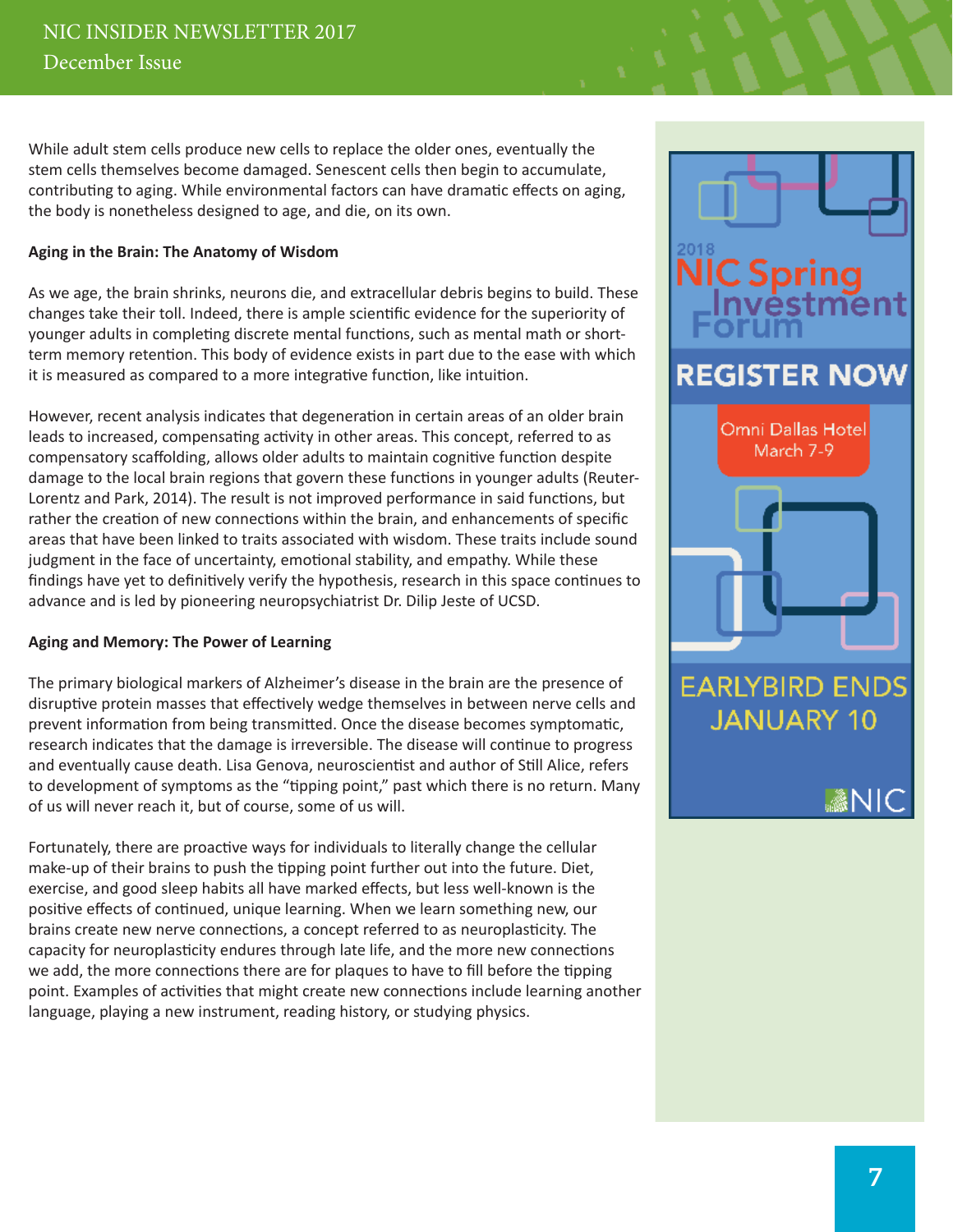While adult stem cells produce new cells to replace the older ones, eventually the stem cells themselves become damaged. Senescent cells then begin to accumulate, contributing to aging. While environmental factors can have dramatic effects on aging, the body is nonetheless designed to age, and die, on its own.

**Aging in the Brain: The Anatomy of Wisdom**

As we age, the brain shrinks, neurons die, and extracellular debris begins to build. These changes take their toll. Indeed, there is ample scientific evidence for the superiority of younger adults in completing discrete mental functions, such as mental math or short-term memory retention. This body of evidence exists in part due to the ease with which it is measured as compared to a more integrative function, like intuition.

However, recent analysis indicates that degeneration in certain areas of an older brain leads to increased, compensating activity in other areas. This concept, referred to as compensatory scaffolding, allows older adults to maintain cognitive function despite damage to the local brain regions that govern these functions in younger adults (Reuter-Lorentz and Park, 2014). The result is not improved performance in said functions, but rather the creation of new connections within the brain, and enhancements of specific areas that have been linked to traits associated with wisdom. These traits include sound judgment in the face of uncertainty, emotional stability, and empathy. While these findings have yet to definitively verify the hypothesis, research in this space continues to advance and is led by pioneering neuropsychiatrist Dr. Dilip Jeste of UCSD.

**Aging and Memory: The Power of Learning**

The primary biological markers of Alzheimer's disease in the brain are the presence of disruptive protein masses that effectively wedge themselves in between nerve cells and prevent information from being transmitted. Once the disease becomes symptomatic, research indicates that the damage is irreversible. The disease will continue to progress and eventually cause death. Lisa Genova, neuroscientist and author of Still Alice, refers to development of symptoms as the "tipping point," past which there is no return. Many of us will never reach it, but of course, some of us will.

Fortunately, there are proactive ways for individuals to literally change the cellular make-up of their brains to push the tipping point further out into the future. Diet, exercise, and good sleep habits all have marked effects, but less well-known is the positive effects of continued, unique learning. When we learn something new, our brains create new nerve connections, a concept referred to as neuroplasticity. The capacity for neuroplasticity endures through late life, and the more new connections we add, the more connections there are for plaques to have to fill before the tipping point. Examples of activities that might create new connections include learning another language, playing a new instrument, reading history, or studying physics.

2018 NIC Spring Investment Forum

REGISTER NOW

Omni Dallas Hotel
March 7-9

EARLYBIRD ENDS JANUARY 10

NIC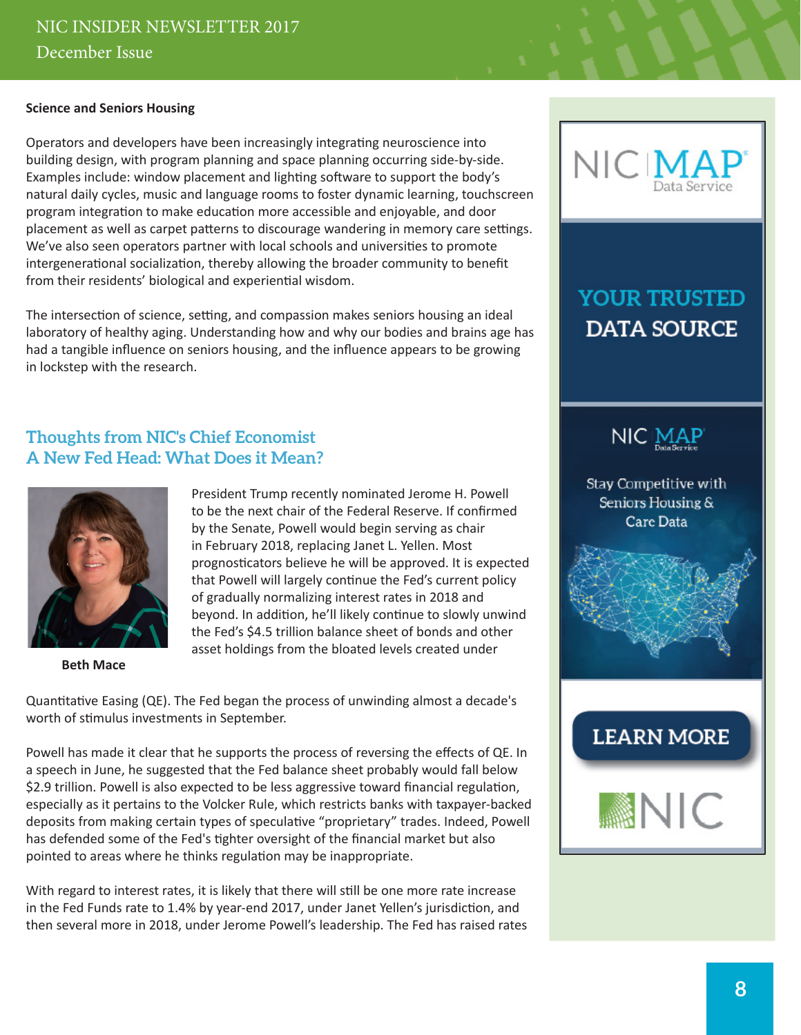**Science and Seniors Housing**

Operators and developers have been increasingly integrating neuroscience into building design, with program planning and space planning occurring side-by-side. Examples include: window placement and lighting software to support the body's natural daily cycles, music and language rooms to foster dynamic learning, touchscreen program integration to make education more accessible and enjoyable, and door placement as well as carpet patterns to discourage wandering in memory care settings. We've also seen operators partner with local schools and universities to promote intergenerational socialization, thereby allowing the broader community to benefit from their residents' biological and experiential wisdom.

The intersection of science, setting, and compassion makes seniors housing an ideal laboratory of healthy aging. Understanding how and why our bodies and brains age has had a tangible influence on seniors housing, and the influence appears to be growing in lockstep with the research.

## Thoughts from NIC's Chief Economist
## A New Fed Head: What Does it Mean?

Beth Mace

President Trump recently nominated Jerome H. Powell to be the next chair of the Federal Reserve. If confirmed by the Senate, Powell would begin serving as chair in February 2018, replacing Janet L. Yellen. Most prognosticators believe he will be approved. It is expected that Powell will largely continue the Fed's current policy of gradually normalizing interest rates in 2018 and beyond. In addition, he'll likely continue to slowly unwind the Fed's $4.5 trillion balance sheet of bonds and other asset holdings from the bloated levels created under Quantitative Easing (QE). The Fed began the process of unwinding almost a decade's worth of stimulus investments in September.

Powell has made it clear that he supports the process of reversing the effects of QE. In a speech in June, he suggested that the Fed balance sheet probably would fall below $2.9 trillion. Powell is also expected to be less aggressive toward financial regulation, especially as it pertains to the Volcker Rule, which restricts banks with taxpayer-backed deposits from making certain types of speculative "proprietary" trades. Indeed, Powell has defended some of the Fed's tighter oversight of the financial market but also pointed to areas where he thinks regulation may be inappropriate.

With regard to interest rates, it is likely that there will still be one more rate increase in the Fed Funds rate to 1.4% by year-end 2017, under Janet Yellen's jurisdiction, and then several more in 2018, under Jerome Powell's leadership. The Fed has raised rates

NIC MAP Data Service

YOUR TRUSTED DATA SOURCE

NIC MAP Data Service

Stay Competitive with Seniors Housing & Care Data

LEARN MORE

NIC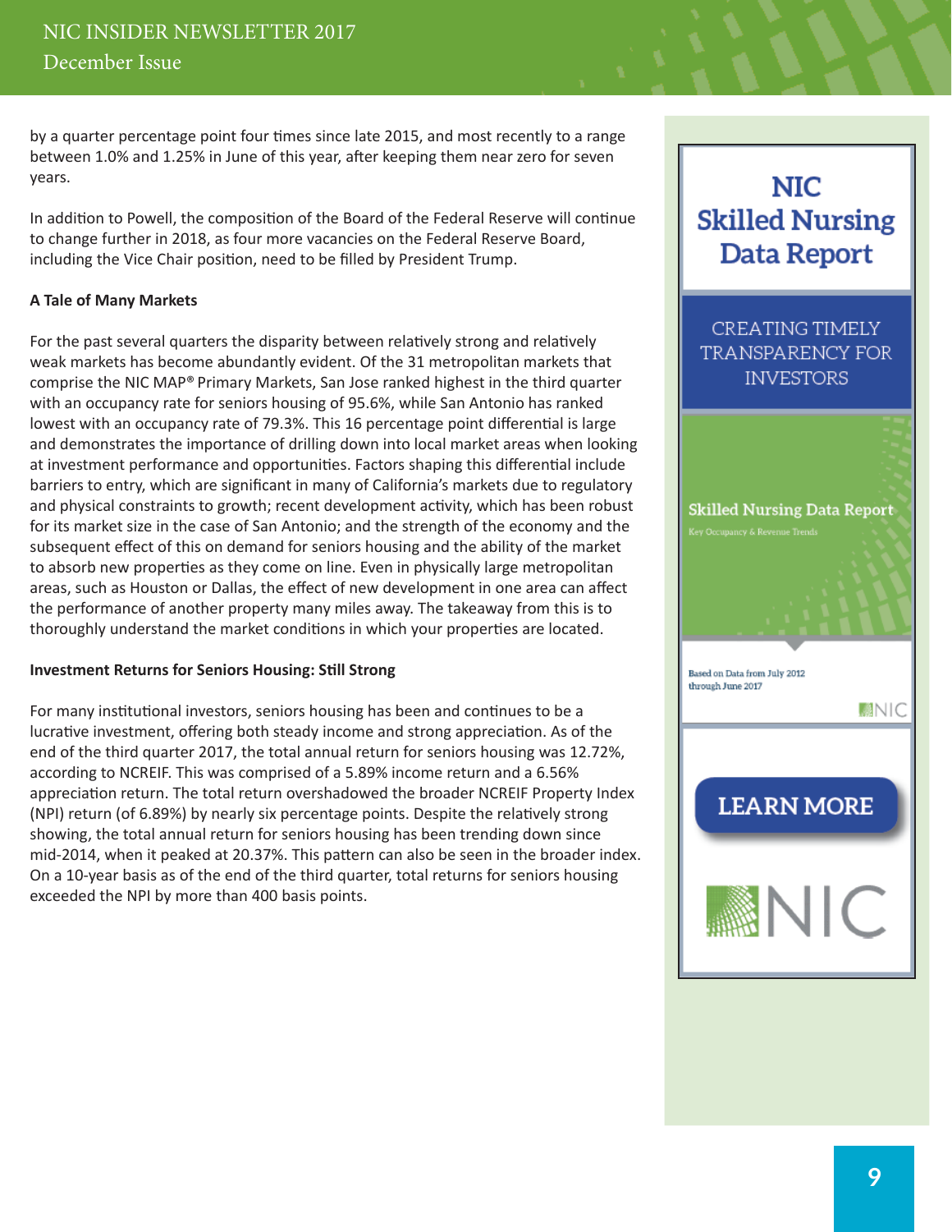by a quarter percentage point four times since late 2015, and most recently to a range between 1.0% and 1.25% in June of this year, after keeping them near zero for seven years.

In addition to Powell, the composition of the Board of the Federal Reserve will continue to change further in 2018, as four more vacancies on the Federal Reserve Board, including the Vice Chair position, need to be filled by President Trump.

**A Tale of Many Markets**

For the past several quarters the disparity between relatively strong and relatively weak markets has become abundantly evident. Of the 31 metropolitan markets that comprise the NIC MAP® Primary Markets, San Jose ranked highest in the third quarter with an occupancy rate for seniors housing of 95.6%, while San Antonio has ranked lowest with an occupancy rate of 79.3%. This 16 percentage point differential is large and demonstrates the importance of drilling down into local market areas when looking at investment performance and opportunities. Factors shaping this differential include barriers to entry, which are significant in many of California's markets due to regulatory and physical constraints to growth; recent development activity, which has been robust for its market size in the case of San Antonio; and the strength of the economy and the subsequent effect of this on demand for seniors housing and the ability of the market to absorb new properties as they come on line. Even in physically large metropolitan areas, such as Houston or Dallas, the effect of new development in one area can affect the performance of another property many miles away. The takeaway from this is to thoroughly understand the market conditions in which your properties are located.

**Investment Returns for Seniors Housing: Still Strong**

For many institutional investors, seniors housing has been and continues to be a lucrative investment, offering both steady income and strong appreciation. As of the end of the third quarter 2017, the total annual return for seniors housing was 12.72%, according to NCREIF. This was comprised of a 5.89% income return and a 6.56% appreciation return. The total return overshadowed the broader NCREIF Property Index (NPI) return (of 6.89%) by nearly six percentage points. Despite the relatively strong showing, the total annual return for seniors housing has been trending down since mid-2014, when it peaked at 20.37%. This pattern can also be seen in the broader index. On a 10-year basis as of the end of the third quarter, total returns for seniors housing exceeded the NPI by more than 400 basis points.

**NIC Skilled Nursing Data Report**

CREATING TIMELY TRANSPARENCY FOR INVESTORS

Skilled Nursing Data Report

Key Occupancy & Revenue Trends

Based on Data from July 2012 through June 2017

NIC

LEARN MORE

NIC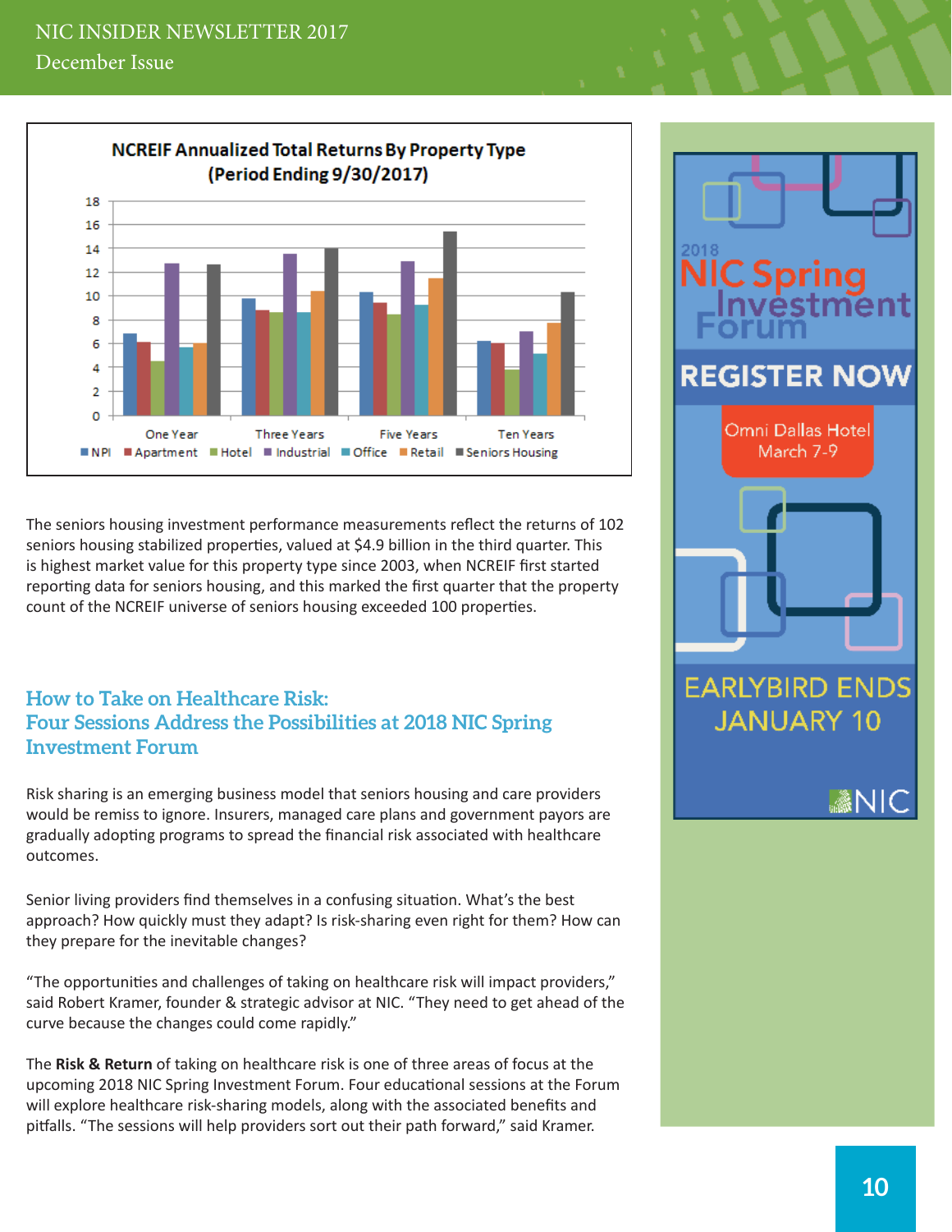The seniors housing investment performance measurements reflect the returns of 102 seniors housing stabilized properties, valued at $4.9 billion in the third quarter. This is highest market value for this property type since 2003, when NCREIF first started reporting data for seniors housing, and this marked the first quarter that the property count of the NCREIF universe of seniors housing exceeded 100 properties.

## How to Take on Healthcare Risk: Four Sessions Address the Possibilities at 2018 NIC Spring Investment Forum

Risk sharing is an emerging business model that seniors housing and care providers would be remiss to ignore. Insurers, managed care plans and government payors are gradually adopting programs to spread the financial risk associated with healthcare outcomes.

Senior living providers find themselves in a confusing situation. What's the best approach? How quickly must they adapt? Is risk-sharing even right for them? How can they prepare for the inevitable changes?

"The opportunities and challenges of taking on healthcare risk will impact providers," said Robert Kramer, founder & strategic advisor at NIC. "They need to get ahead of the curve because the changes could come rapidly."

The **Risk & Return** of taking on healthcare risk is one of three areas of focus at the upcoming 2018 NIC Spring Investment Forum. Four educational sessions at the Forum will explore healthcare risk-sharing models, along with the associated benefits and pitfalls. "The sessions will help providers sort out their path forward," said Kramer.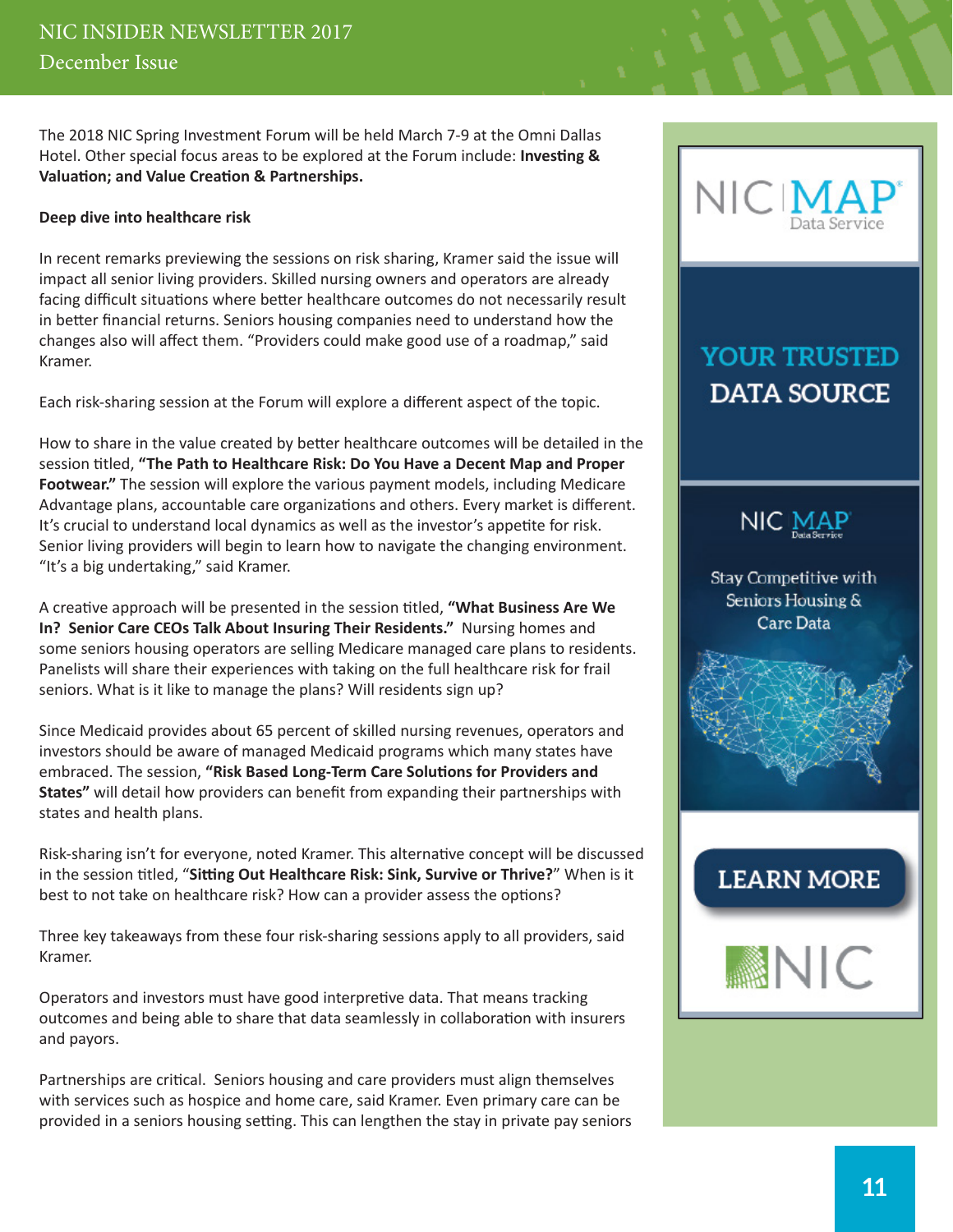The 2018 NIC Spring Investment Forum will be held March 7-9 at the Omni Dallas Hotel. Other special focus areas to be explored at the Forum include: **Investing & Valuation; and Value Creation & Partnerships.**

**Deep dive into healthcare risk**

In recent remarks previewing the sessions on risk sharing, Kramer said the issue will impact all senior living providers. Skilled nursing owners and operators are already facing difficult situations where better healthcare outcomes do not necessarily result in better financial returns. Seniors housing companies need to understand how the changes also will affect them. "Providers could make good use of a roadmap," said Kramer.

Each risk-sharing session at the Forum will explore a different aspect of the topic.

How to share in the value created by better healthcare outcomes will be detailed in the session titled, **"The Path to Healthcare Risk: Do You Have a Decent Map and Proper Footwear."** The session will explore the various payment models, including Medicare Advantage plans, accountable care organizations and others. Every market is different. It's crucial to understand local dynamics as well as the investor's appetite for risk. Senior living providers will begin to learn how to navigate the changing environment. "It's a big undertaking," said Kramer.

A creative approach will be presented in the session titled, **"What Business Are We In? Senior Care CEOs Talk About Insuring Their Residents."** Nursing homes and some seniors housing operators are selling Medicare managed care plans to residents. Panelists will share their experiences with taking on the full healthcare risk for frail seniors. What is it like to manage the plans? Will residents sign up?

Since Medicaid provides about 65 percent of skilled nursing revenues, operators and investors should be aware of managed Medicaid programs which many states have embraced. The session, **"Risk Based Long-Term Care Solutions for Providers and States"** will detail how providers can benefit from expanding their partnerships with states and health plans.

Risk-sharing isn't for everyone, noted Kramer. This alternative concept will be discussed in the session titled, "**Sitting Out Healthcare Risk: Sink, Survive or Thrive?**" When is it best to not take on healthcare risk? How can a provider assess the options?

Three key takeaways from these four risk-sharing sessions apply to all providers, said Kramer.

Operators and investors must have good interpretive data. That means tracking outcomes and being able to share that data seamlessly in collaboration with insurers and payors.

Partnerships are critical. Seniors housing and care providers must align themselves with services such as hospice and home care, said Kramer. Even primary care can be provided in a seniors housing setting. This can lengthen the stay in private pay seniors

NIC MAP Data Service

YOUR TRUSTED DATA SOURCE

NIC MAP Data Service

Stay Competitive with Seniors Housing & Care Data

LEARN MORE

NIC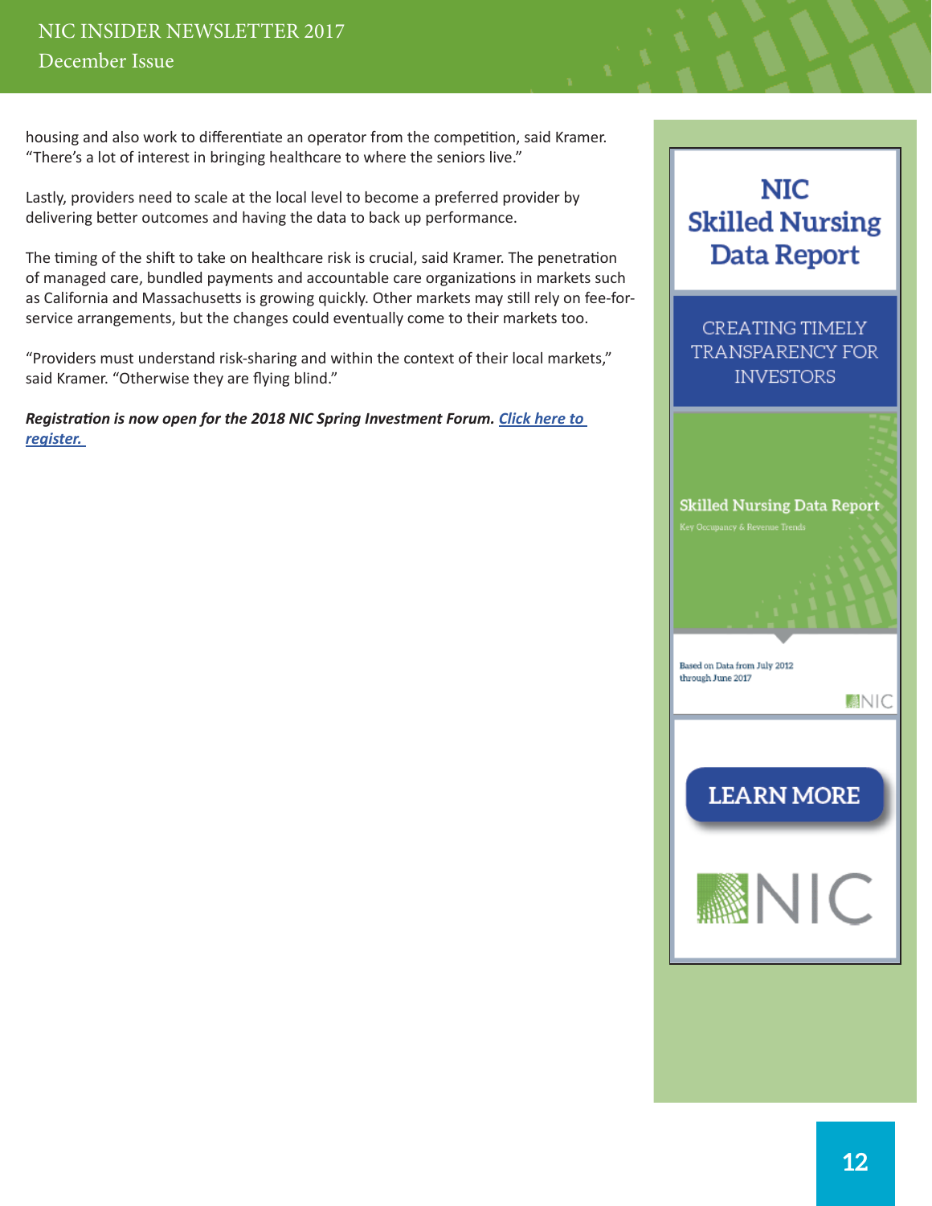housing and also work to differentiate an operator from the competition, said Kramer. "There's a lot of interest in bringing healthcare to where the seniors live."

Lastly, providers need to scale at the local level to become a preferred provider by delivering better outcomes and having the data to back up performance.

The timing of the shift to take on healthcare risk is crucial, said Kramer. The penetration of managed care, bundled payments and accountable care organizations in markets such as California and Massachusetts is growing quickly. Other markets may still rely on fee-for-service arrangements, but the changes could eventually come to their markets too.

"Providers must understand risk-sharing and within the context of their local markets," said Kramer. "Otherwise they are flying blind."

***Registration is now open for the 2018 NIC Spring Investment Forum. [Click here to register.]()***

**NIC Skilled Nursing Data Report**

CREATING TIMELY TRANSPARENCY FOR INVESTORS

Skilled Nursing Data Report

Key Occupancy & Revenue Trends

Based on Data from July 2012 through June 2017

NIC

LEARN MORE

NIC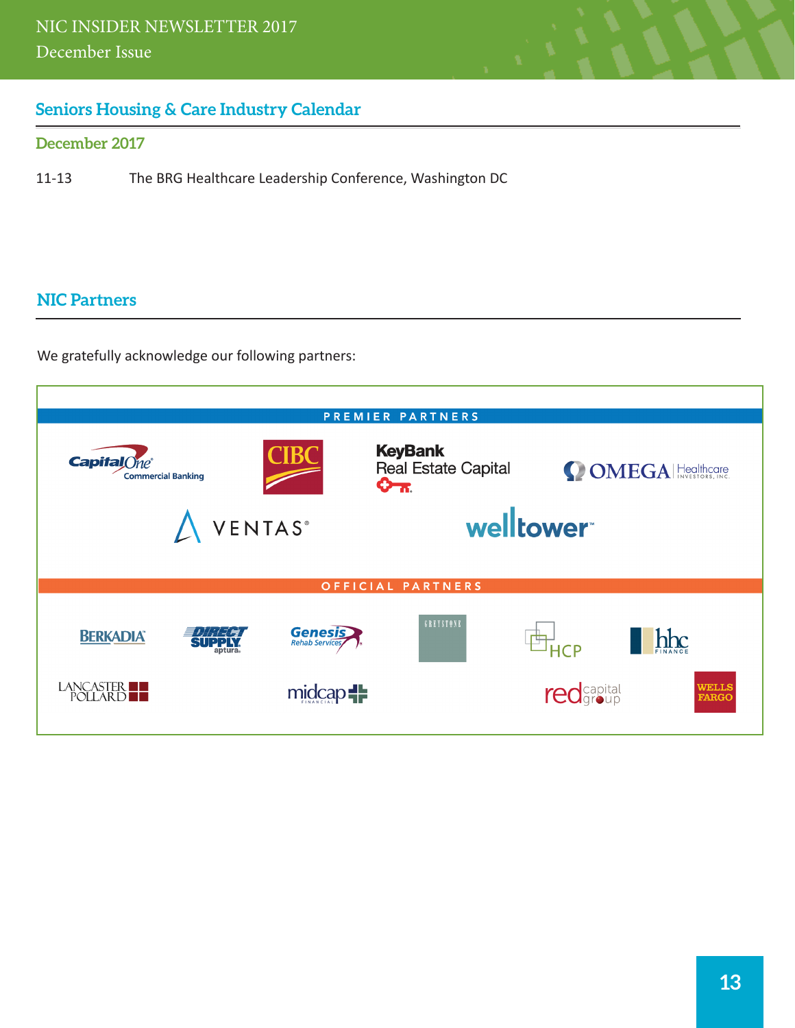## Seniors Housing & Care Industry Calendar

### December 2017

11-13 The BRG Healthcare Leadership Conference, Washington DC

## NIC Partners

We gratefully acknowledge our following partners:

PREMIER PARTNERS

Capital One Commercial Banking

CIBC

KeyBank Real Estate Capital

OMEGA Healthcare Investors, Inc.

VENTAS

welltower

OFFICIAL PARTNERS

BERKADIA

DIRECT SUPPLY aptura

Genesis Rehab Services

GREYSTONE

HCP

hhc FINANCE

LANCASTER POLLARD

midcap FINANCIAL

red capital group

WELLS FARGO